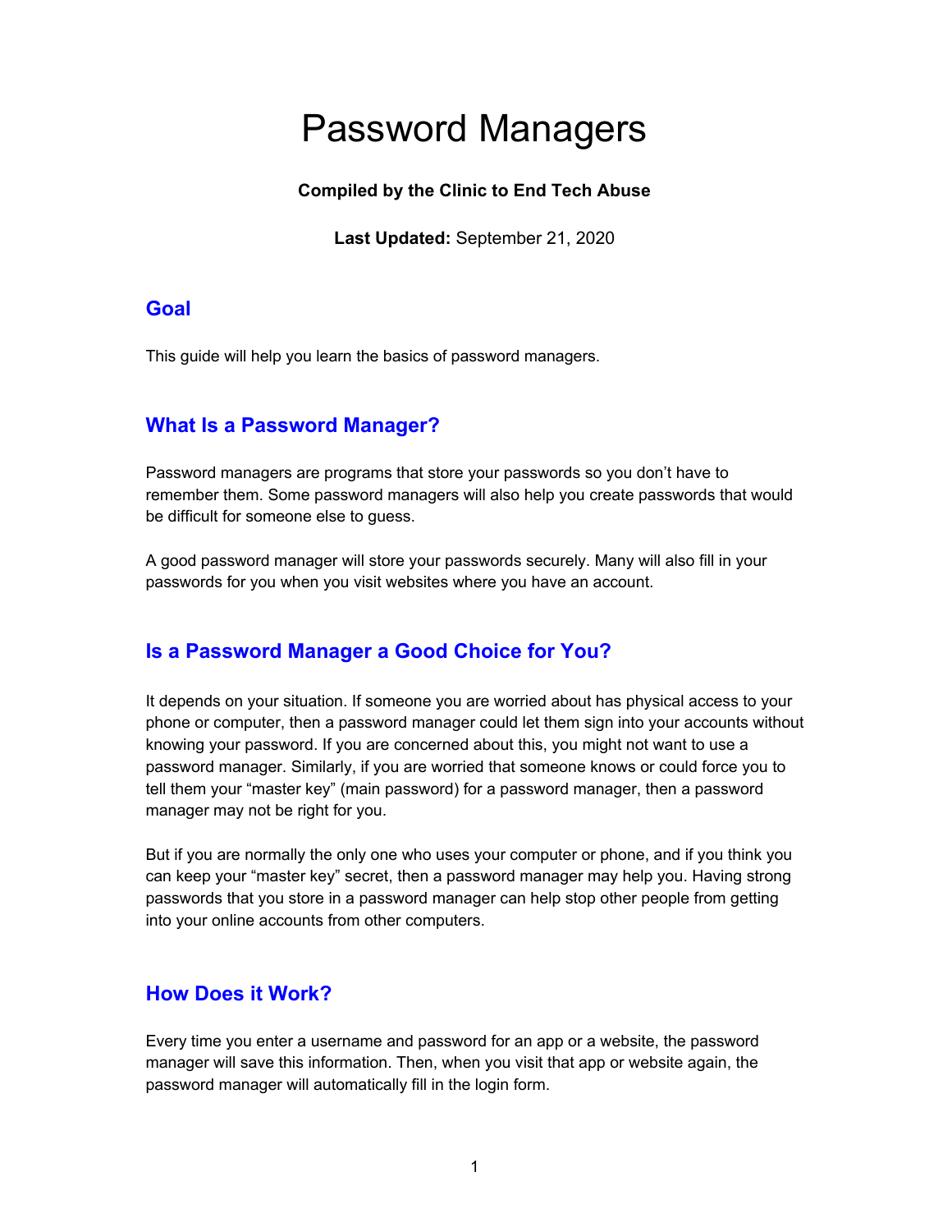# Password Managers

**Compiled by the Clinic to End Tech Abuse**

**Last Updated:** September 21, 2020

## Goal

This guide will help you learn the basics of password managers.

## What Is a Password Manager?

Password managers are programs that store your passwords so you don't have to remember them. Some password managers will also help you create passwords that would be difficult for someone else to guess.

A good password manager will store your passwords securely. Many will also fill in your passwords for you when you visit websites where you have an account.

## Is a Password Manager a Good Choice for You?

It depends on your situation. If someone you are worried about has physical access to your phone or computer, then a password manager could let them sign into your accounts without knowing your password. If you are concerned about this, you might not want to use a password manager. Similarly, if you are worried that someone knows or could force you to tell them your "master key" (main password) for a password manager, then a password manager may not be right for you.

But if you are normally the only one who uses your computer or phone, and if you think you can keep your "master key" secret, then a password manager may help you. Having strong passwords that you store in a password manager can help stop other people from getting into your online accounts from other computers.

## How Does it Work?

Every time you enter a username and password for an app or a website, the password manager will save this information. Then, when you visit that app or website again, the password manager will automatically fill in the login form.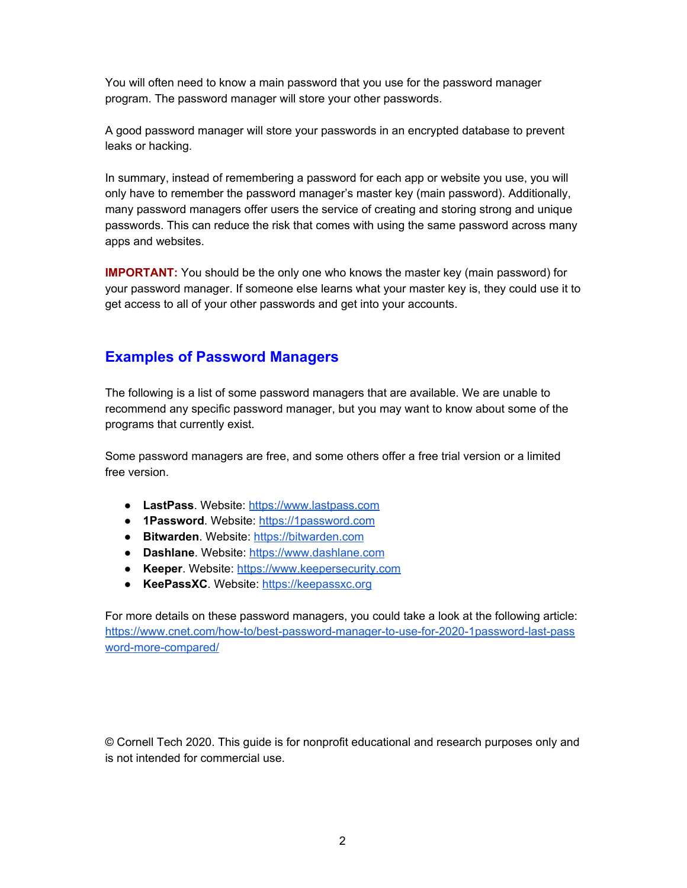You will often need to know a main password that you use for the password manager program. The password manager will store your other passwords.

A good password manager will store your passwords in an encrypted database to prevent leaks or hacking.

In summary, instead of remembering a password for each app or website you use, you will only have to remember the password manager's master key (main password). Additionally, many password managers offer users the service of creating and storing strong and unique passwords. This can reduce the risk that comes with using the same password across many apps and websites.

**IMPORTANT:** You should be the only one who knows the master key (main password) for your password manager. If someone else learns what your master key is, they could use it to get access to all of your other passwords and get into your accounts.

## Examples of Password Managers

The following is a list of some password managers that are available. We are unable to recommend any specific password manager, but you may want to know about some of the programs that currently exist.

Some password managers are free, and some others offer a free trial version or a limited free version.

- **LastPass**. Website: https://www.lastpass.com
- **1Password**. Website: https://1password.com
- **Bitwarden**. Website: https://bitwarden.com
- **Dashlane**. Website: https://www.dashlane.com
- **Keeper**. Website: https://www.keepersecurity.com
- **KeePassXC**. Website: https://keepassxc.org

For more details on these password managers, you could take a look at the following article: https://www.cnet.com/how-to/best-password-manager-to-use-for-2020-1password-last-password-more-compared/

© Cornell Tech 2020. This guide is for nonprofit educational and research purposes only and is not intended for commercial use.